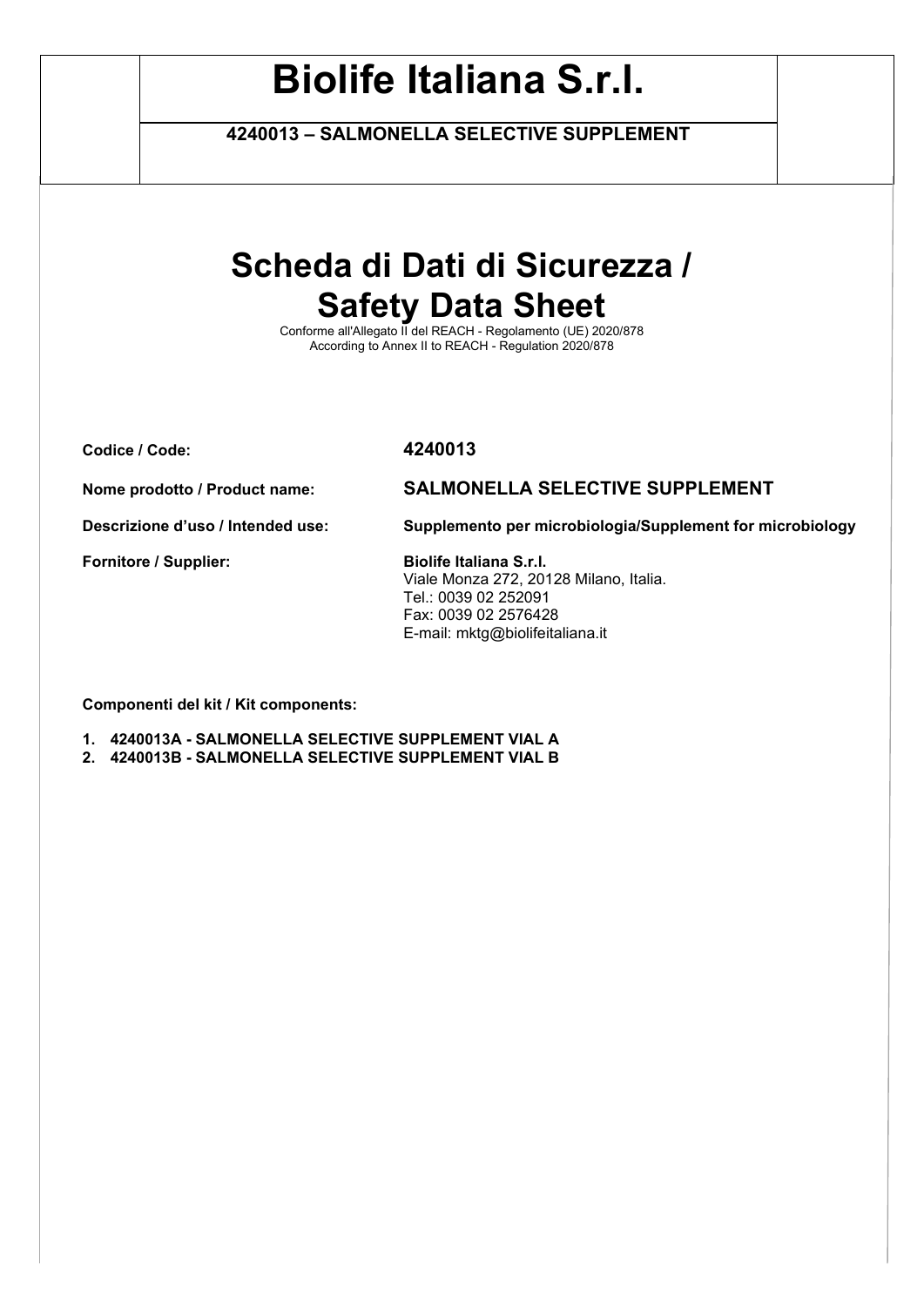# Biolife Italiana S.r.l.

**4240013 – SALMONELLA SELECTIVE SUPPLEMENT**

# Scheda di Dati di Sicurezza / Safety Data Sheet

Conforme all'Allegato II del REACH - Regolamento (UE) 2020/878
According to Annex II to REACH - Regulation 2020/878

**Codice / Code:** **4240013**

**Nome prodotto / Product name:** **SALMONELLA SELECTIVE SUPPLEMENT**

**Descrizione d'uso / Intended use:** **Supplemento per microbiologia/Supplement for microbiology**

**Fornitore / Supplier:** **Biolife Italiana S.r.l.**
Viale Monza 272, 20128 Milano, Italia.
Tel.: 0039 02 252091
Fax: 0039 02 2576428
E-mail: mktg@biolifeitaliana.it

**Componenti del kit / Kit components:**

1. **4240013A - SALMONELLA SELECTIVE SUPPLEMENT VIAL A**
2. **4240013B - SALMONELLA SELECTIVE SUPPLEMENT VIAL B**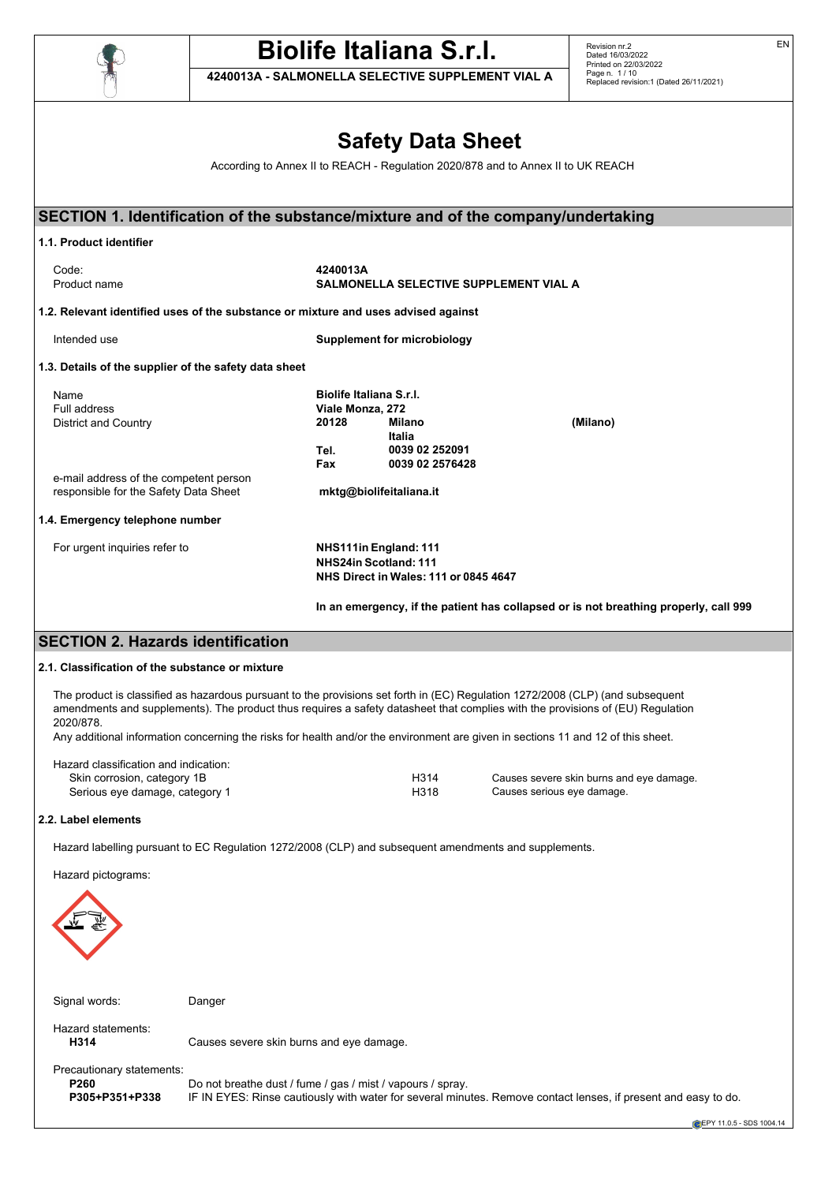# Safety Data Sheet

According to Annex II to REACH - Regulation 2020/878 and to Annex II to UK REACH

## SECTION 1. Identification of the substance/mixture and of the company/undertaking

### 1.1. Product identifier

| | |
|---|---|
| Code: | **4240013A** |
| Product name | **SALMONELLA SELECTIVE SUPPLEMENT VIAL A** |

### 1.2. Relevant identified uses of the substance or mixture and uses advised against

| | |
|---|---|
| Intended use | **Supplement for microbiology** |

### 1.3. Details of the supplier of the safety data sheet

| | | | |
|---|---|---|---|
| Name | **Biolife Italiana S.r.l.** | | |
| Full address | **Viale Monza, 272** | | |
| District and Country | **20128** | **Milano** | **(Milano)** |
| | | **Italia** | |
| | **Tel.** | **0039 02 252091** | |
| | **Fax** | **0039 02 2576428** | |
| e-mail address of the competent person responsible for the Safety Data Sheet | **mktg@biolifeitaliana.it** | | |

### 1.4. Emergency telephone number

For urgent inquiries refer to

**NHS111in England: 111**
**NHS24in Scotland: 111**
**NHS Direct in Wales: 111 or 0845 4647**

**In an emergency, if the patient has collapsed or is not breathing properly, call 999**

## SECTION 2. Hazards identification

### 2.1. Classification of the substance or mixture

The product is classified as hazardous pursuant to the provisions set forth in (EC) Regulation 1272/2008 (CLP) (and subsequent amendments and supplements). The product thus requires a safety datasheet that complies with the provisions of (EU) Regulation 2020/878.

Any additional information concerning the risks for health and/or the environment are given in sections 11 and 12 of this sheet.

Hazard classification and indication:

| | | |
|---|---|---|
| Skin corrosion, category 1B | H314 | Causes severe skin burns and eye damage. |
| Serious eye damage, category 1 | H318 | Causes serious eye damage. |

### 2.2. Label elements

Hazard labelling pursuant to EC Regulation 1272/2008 (CLP) and subsequent amendments and supplements.

Hazard pictograms:

Signal words: Danger

Hazard statements:

**H314** Causes severe skin burns and eye damage.

Precautionary statements:

**P260** Do not breathe dust / fume / gas / mist / vapours / spray.

**P305+P351+P338** IF IN EYES: Rinse cautiously with water for several minutes. Remove contact lenses, if present and easy to do.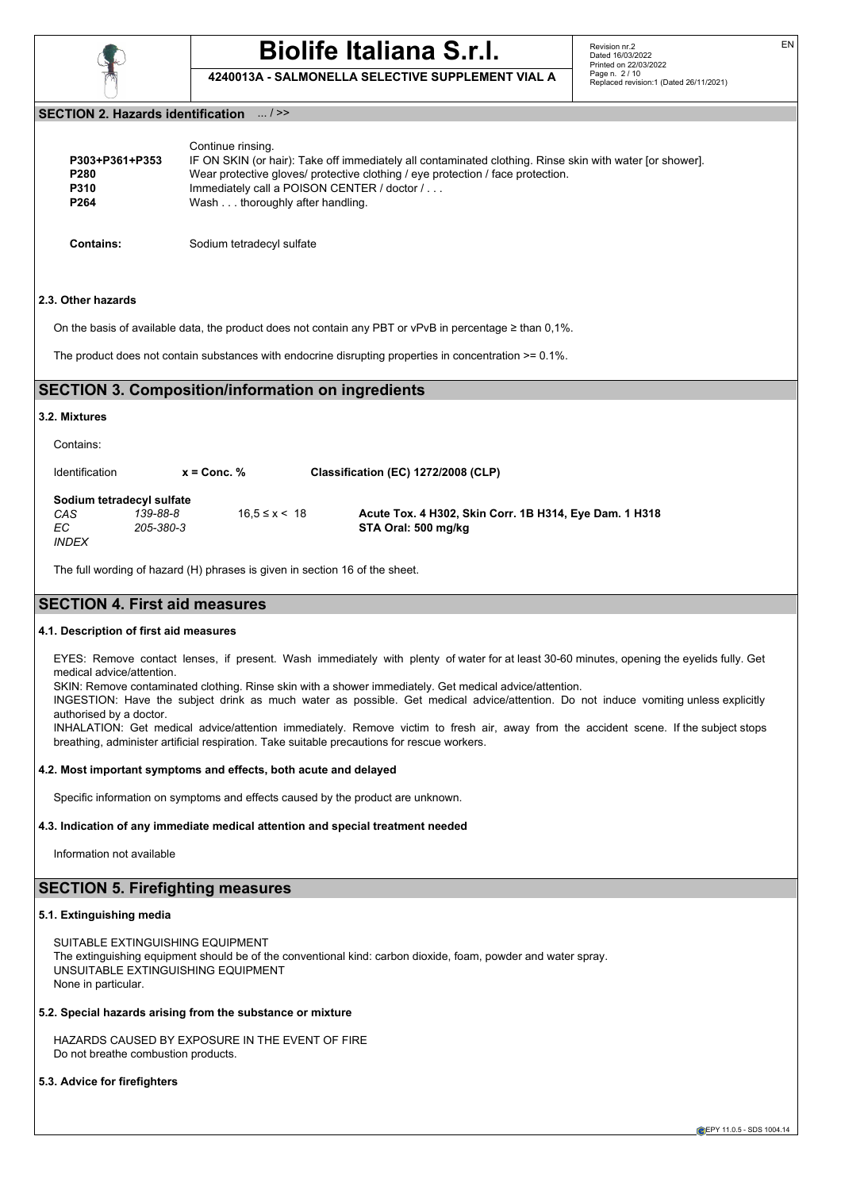## SECTION 2. Hazards identification ... / >>

Continue rinsing.

| | |
|---|---|
| **P303+P361+P353** | IF ON SKIN (or hair): Take off immediately all contaminated clothing. Rinse skin with water [or shower]. |
| **P280** | Wear protective gloves/ protective clothing / eye protection / face protection. |
| **P310** | Immediately call a POISON CENTER / doctor / . . . |
| **P264** | Wash . . . thoroughly after handling. |

**Contains:** Sodium tetradecyl sulfate

### 2.3. Other hazards

On the basis of available data, the product does not contain any PBT or vPvB in percentage ≥ than 0,1%.

The product does not contain substances with endocrine disrupting properties in concentration >= 0.1%.

## SECTION 3. Composition/information on ingredients

### 3.2. Mixtures

Contains:

| Identification | | x = Conc. % | Classification (EC) 1272/2008 (CLP) |
|---|---|---|---|
| **Sodium tetradecyl sulfate** | | | |
| *CAS* | *139-88-8* | 16,5 ≤ x < 18 | **Acute Tox. 4 H302, Skin Corr. 1B H314, Eye Dam. 1 H318** |
| *EC* | *205-380-3* | | **STA Oral: 500 mg/kg** |
| *INDEX* | | | |

The full wording of hazard (H) phrases is given in section 16 of the sheet.

## SECTION 4. First aid measures

### 4.1. Description of first aid measures

EYES: Remove contact lenses, if present. Wash immediately with plenty of water for at least 30-60 minutes, opening the eyelids fully. Get medical advice/attention.
SKIN: Remove contaminated clothing. Rinse skin with a shower immediately. Get medical advice/attention.
INGESTION: Have the subject drink as much water as possible. Get medical advice/attention. Do not induce vomiting unless explicitly authorised by a doctor.
INHALATION: Get medical advice/attention immediately. Remove victim to fresh air, away from the accident scene. If the subject stops breathing, administer artificial respiration. Take suitable precautions for rescue workers.

### 4.2. Most important symptoms and effects, both acute and delayed

Specific information on symptoms and effects caused by the product are unknown.

### 4.3. Indication of any immediate medical attention and special treatment needed

Information not available

## SECTION 5. Firefighting measures

### 5.1. Extinguishing media

SUITABLE EXTINGUISHING EQUIPMENT
The extinguishing equipment should be of the conventional kind: carbon dioxide, foam, powder and water spray.
UNSUITABLE EXTINGUISHING EQUIPMENT
None in particular.

### 5.2. Special hazards arising from the substance or mixture

HAZARDS CAUSED BY EXPOSURE IN THE EVENT OF FIRE
Do not breathe combustion products.

### 5.3. Advice for firefighters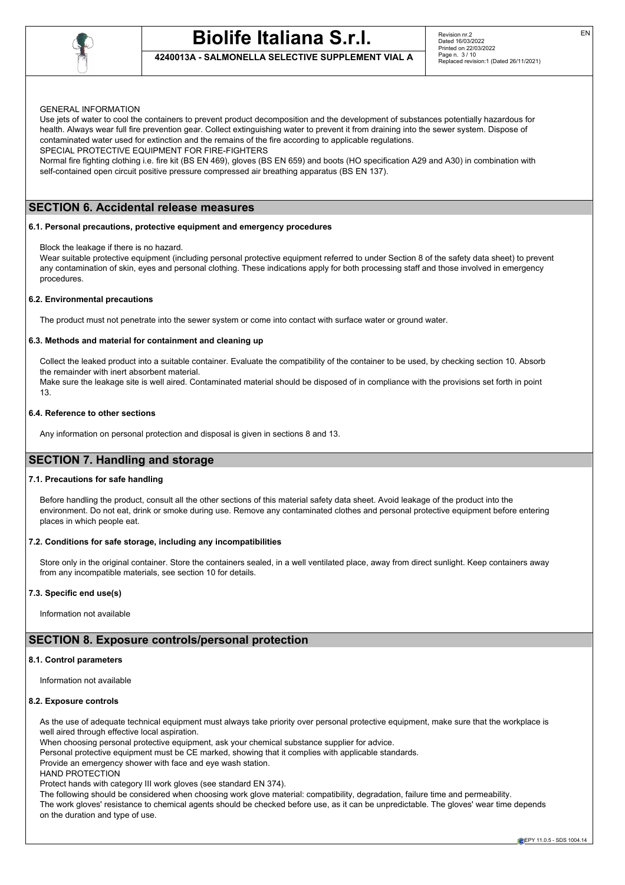GENERAL INFORMATION

Use jets of water to cool the containers to prevent product decomposition and the development of substances potentially hazardous for health. Always wear full fire prevention gear. Collect extinguishing water to prevent it from draining into the sewer system. Dispose of contaminated water used for extinction and the remains of the fire according to applicable regulations.

SPECIAL PROTECTIVE EQUIPMENT FOR FIRE-FIGHTERS

Normal fire fighting clothing i.e. fire kit (BS EN 469), gloves (BS EN 659) and boots (HO specification A29 and A30) in combination with self-contained open circuit positive pressure compressed air breathing apparatus (BS EN 137).

## SECTION 6. Accidental release measures

### 6.1. Personal precautions, protective equipment and emergency procedures

Block the leakage if there is no hazard.

Wear suitable protective equipment (including personal protective equipment referred to under Section 8 of the safety data sheet) to prevent any contamination of skin, eyes and personal clothing. These indications apply for both processing staff and those involved in emergency procedures.

### 6.2. Environmental precautions

The product must not penetrate into the sewer system or come into contact with surface water or ground water.

### 6.3. Methods and material for containment and cleaning up

Collect the leaked product into a suitable container. Evaluate the compatibility of the container to be used, by checking section 10. Absorb the remainder with inert absorbent material.

Make sure the leakage site is well aired. Contaminated material should be disposed of in compliance with the provisions set forth in point 13.

### 6.4. Reference to other sections

Any information on personal protection and disposal is given in sections 8 and 13.

## SECTION 7. Handling and storage

### 7.1. Precautions for safe handling

Before handling the product, consult all the other sections of this material safety data sheet. Avoid leakage of the product into the environment. Do not eat, drink or smoke during use. Remove any contaminated clothes and personal protective equipment before entering places in which people eat.

### 7.2. Conditions for safe storage, including any incompatibilities

Store only in the original container. Store the containers sealed, in a well ventilated place, away from direct sunlight. Keep containers away from any incompatible materials, see section 10 for details.

### 7.3. Specific end use(s)

Information not available

## SECTION 8. Exposure controls/personal protection

### 8.1. Control parameters

Information not available

### 8.2. Exposure controls

As the use of adequate technical equipment must always take priority over personal protective equipment, make sure that the workplace is well aired through effective local aspiration.

When choosing personal protective equipment, ask your chemical substance supplier for advice.

Personal protective equipment must be CE marked, showing that it complies with applicable standards.

Provide an emergency shower with face and eye wash station.

HAND PROTECTION

Protect hands with category III work gloves (see standard EN 374).

The following should be considered when choosing work glove material: compatibility, degradation, failure time and permeability.

The work gloves' resistance to chemical agents should be checked before use, as it can be unpredictable. The gloves' wear time depends on the duration and type of use.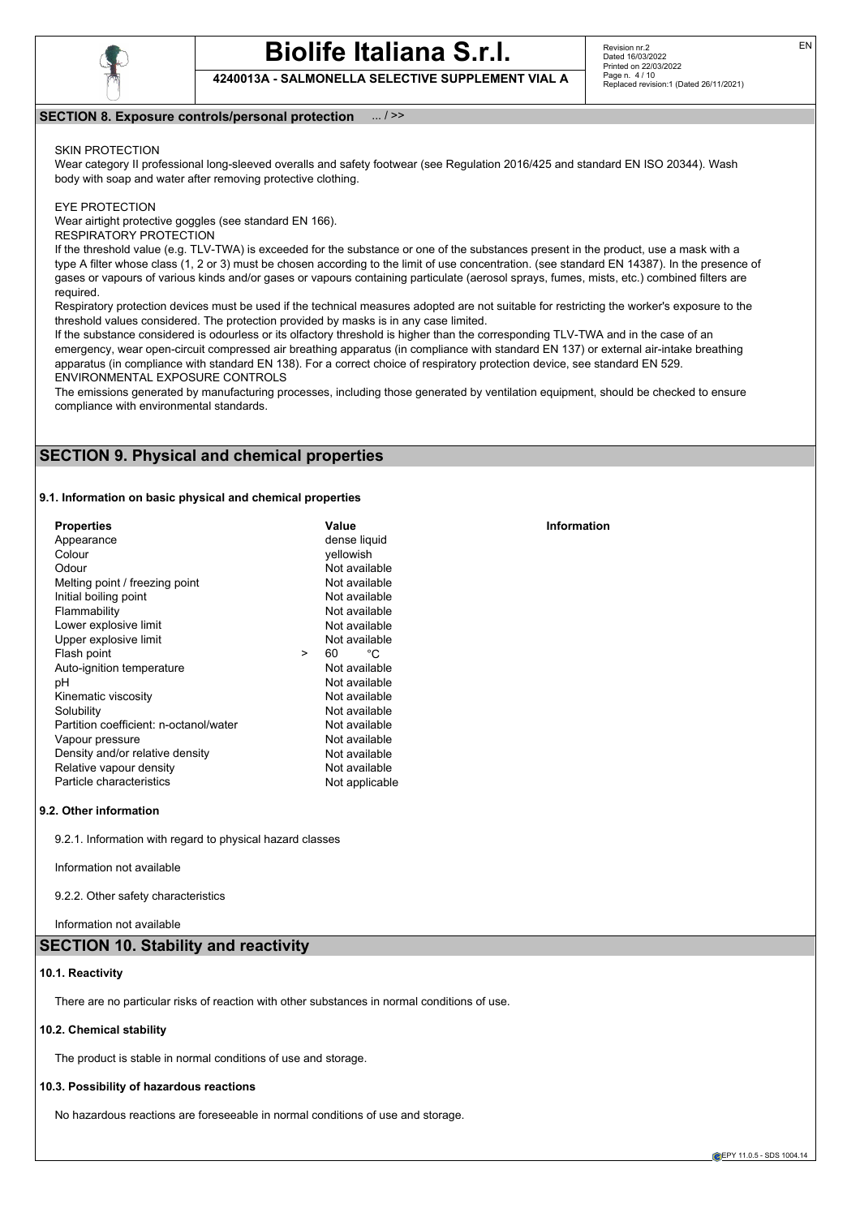## SECTION 8. Exposure controls/personal protection ... / >>

SKIN PROTECTION

Wear category II professional long-sleeved overalls and safety footwear (see Regulation 2016/425 and standard EN ISO 20344). Wash body with soap and water after removing protective clothing.

EYE PROTECTION

Wear airtight protective goggles (see standard EN 166).

RESPIRATORY PROTECTION

If the threshold value (e.g. TLV-TWA) is exceeded for the substance or one of the substances present in the product, use a mask with a type A filter whose class (1, 2 or 3) must be chosen according to the limit of use concentration. (see standard EN 14387). In the presence of gases or vapours of various kinds and/or gases or vapours containing particulate (aerosol sprays, fumes, mists, etc.) combined filters are required.

Respiratory protection devices must be used if the technical measures adopted are not suitable for restricting the worker's exposure to the threshold values considered. The protection provided by masks is in any case limited.

If the substance considered is odourless or its olfactory threshold is higher than the corresponding TLV-TWA and in the case of an emergency, wear open-circuit compressed air breathing apparatus (in compliance with standard EN 137) or external air-intake breathing apparatus (in compliance with standard EN 138). For a correct choice of respiratory protection device, see standard EN 529.

ENVIRONMENTAL EXPOSURE CONTROLS

The emissions generated by manufacturing processes, including those generated by ventilation equipment, should be checked to ensure compliance with environmental standards.

## SECTION 9. Physical and chemical properties

### 9.1. Information on basic physical and chemical properties

| Properties | Value | Information |
|---|---|---|
| Appearance | dense liquid | |
| Colour | yellowish | |
| Odour | Not available | |
| Melting point / freezing point | Not available | |
| Initial boiling point | Not available | |
| Flammability | Not available | |
| Lower explosive limit | Not available | |
| Upper explosive limit | Not available | |
| Flash point | > 60 °C | |
| Auto-ignition temperature | Not available | |
| pH | Not available | |
| Kinematic viscosity | Not available | |
| Solubility | Not available | |
| Partition coefficient: n-octanol/water | Not available | |
| Vapour pressure | Not available | |
| Density and/or relative density | Not available | |
| Relative vapour density | Not available | |
| Particle characteristics | Not applicable | |

### 9.2. Other information

9.2.1. Information with regard to physical hazard classes

Information not available

9.2.2. Other safety characteristics

Information not available

## SECTION 10. Stability and reactivity

### 10.1. Reactivity

There are no particular risks of reaction with other substances in normal conditions of use.

### 10.2. Chemical stability

The product is stable in normal conditions of use and storage.

### 10.3. Possibility of hazardous reactions

No hazardous reactions are foreseeable in normal conditions of use and storage.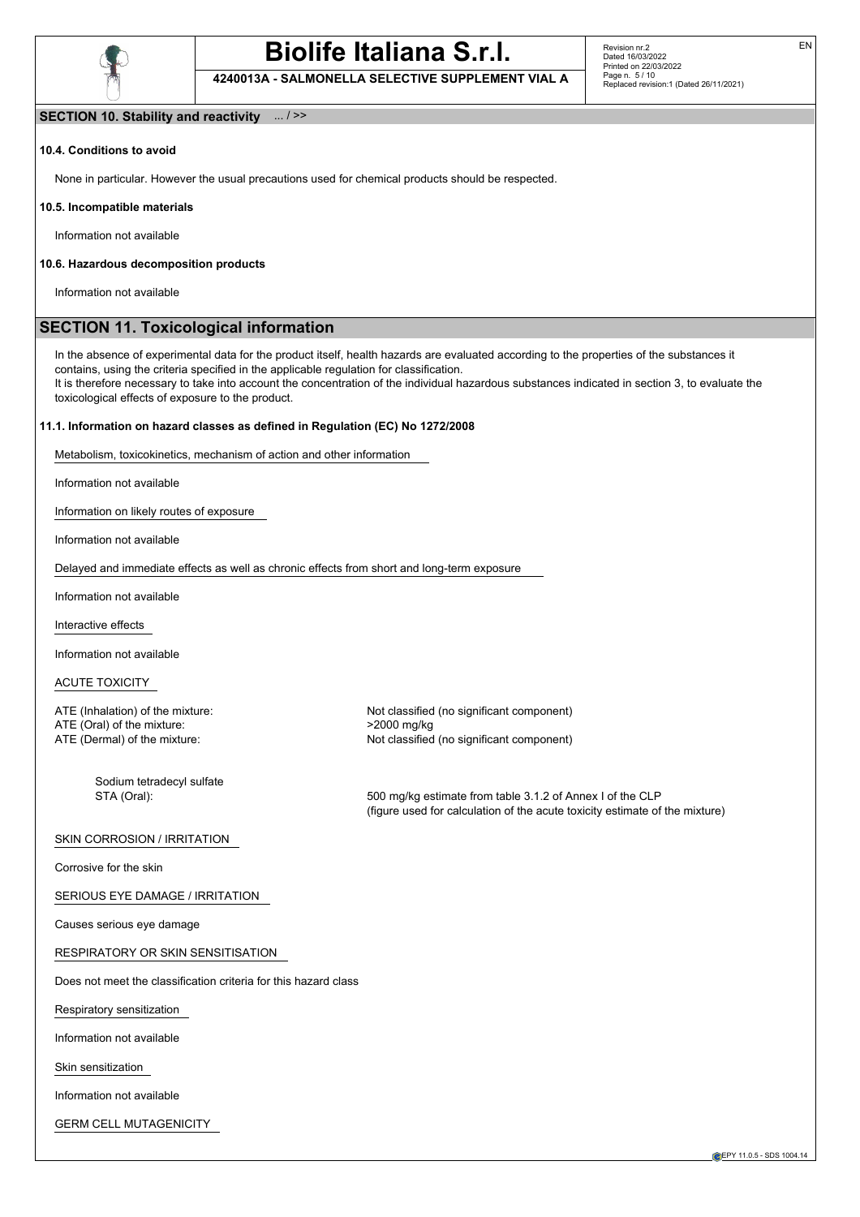## SECTION 10. Stability and reactivity ... / >>

### 10.4. Conditions to avoid

None in particular. However the usual precautions used for chemical products should be respected.

### 10.5. Incompatible materials

Information not available

### 10.6. Hazardous decomposition products

Information not available

## SECTION 11. Toxicological information

In the absence of experimental data for the product itself, health hazards are evaluated according to the properties of the substances it contains, using the criteria specified in the applicable regulation for classification.
It is therefore necessary to take into account the concentration of the individual hazardous substances indicated in section 3, to evaluate the toxicological effects of exposure to the product.

### 11.1. Information on hazard classes as defined in Regulation (EC) No 1272/2008

Metabolism, toxicokinetics, mechanism of action and other information

Information not available

Information on likely routes of exposure

Information not available

Delayed and immediate effects as well as chronic effects from short and long-term exposure

Information not available

Interactive effects

Information not available

ACUTE TOXICITY

ATE (Inhalation) of the mixture: Not classified (no significant component)
ATE (Oral) of the mixture: >2000 mg/kg
ATE (Dermal) of the mixture: Not classified (no significant component)

Sodium tetradecyl sulfate
STA (Oral): 500 mg/kg estimate from table 3.1.2 of Annex I of the CLP (figure used for calculation of the acute toxicity estimate of the mixture)

SKIN CORROSION / IRRITATION

Corrosive for the skin

SERIOUS EYE DAMAGE / IRRITATION

Causes serious eye damage

RESPIRATORY OR SKIN SENSITISATION

Does not meet the classification criteria for this hazard class

Respiratory sensitization

Information not available

Skin sensitization

Information not available

GERM CELL MUTAGENICITY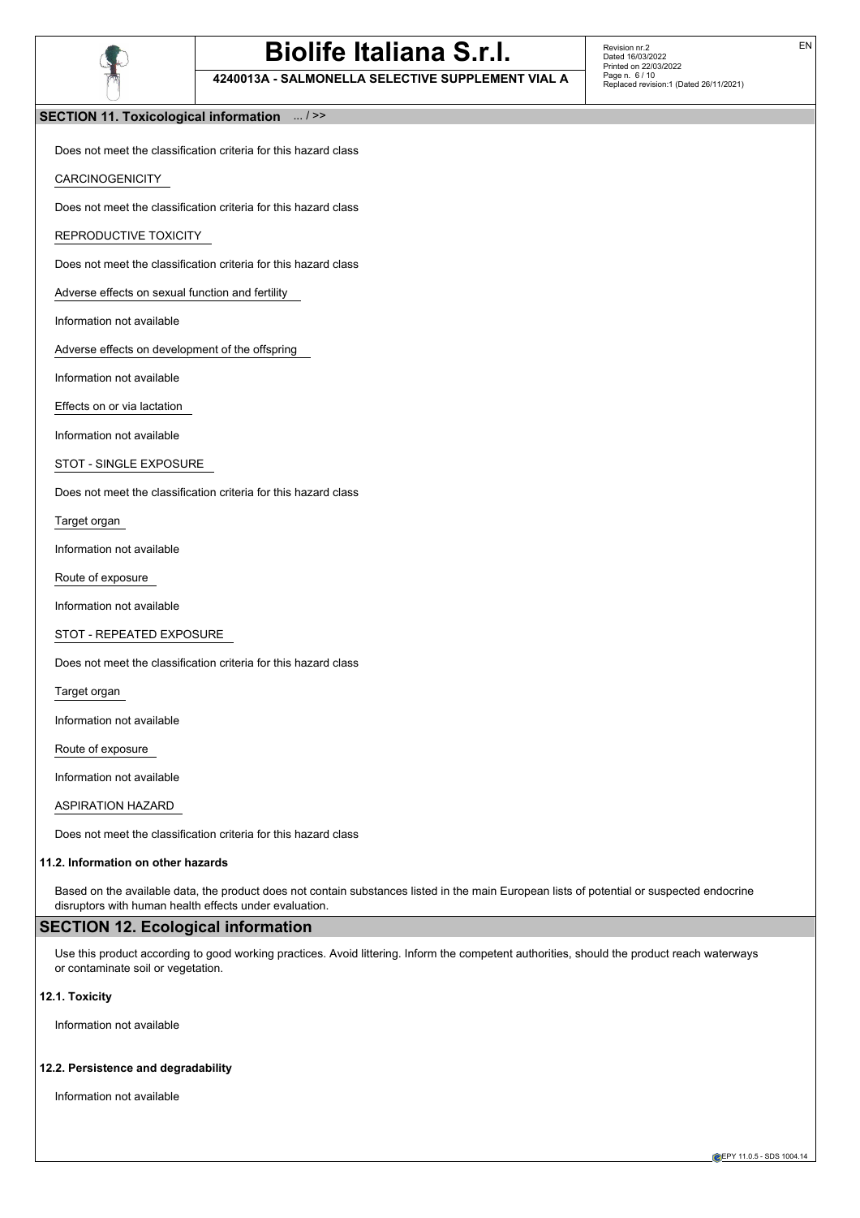## SECTION 11. Toxicological information ... / >>

Does not meet the classification criteria for this hazard class

CARCINOGENICITY

Does not meet the classification criteria for this hazard class

REPRODUCTIVE TOXICITY

Does not meet the classification criteria for this hazard class

Adverse effects on sexual function and fertility

Information not available

Adverse effects on development of the offspring

Information not available

Effects on or via lactation

Information not available

STOT - SINGLE EXPOSURE

Does not meet the classification criteria for this hazard class

Target organ

Information not available

Route of exposure

Information not available

STOT - REPEATED EXPOSURE

Does not meet the classification criteria for this hazard class

Target organ

Information not available

Route of exposure

Information not available

ASPIRATION HAZARD

Does not meet the classification criteria for this hazard class

### 11.2. Information on other hazards

Based on the available data, the product does not contain substances listed in the main European lists of potential or suspected endocrine disruptors with human health effects under evaluation.

## SECTION 12. Ecological information

Use this product according to good working practices. Avoid littering. Inform the competent authorities, should the product reach waterways or contaminate soil or vegetation.

### 12.1. Toxicity

Information not available

### 12.2. Persistence and degradability

Information not available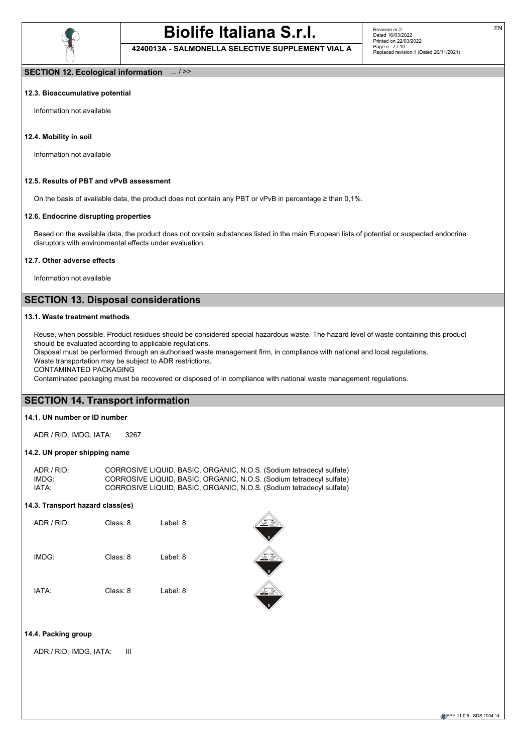## SECTION 12. Ecological information ... / >>

### 12.3. Bioaccumulative potential

Information not available

### 12.4. Mobility in soil

Information not available

### 12.5. Results of PBT and vPvB assessment

On the basis of available data, the product does not contain any PBT or vPvB in percentage ≥ than 0,1%.

### 12.6. Endocrine disrupting properties

Based on the available data, the product does not contain substances listed in the main European lists of potential or suspected endocrine disruptors with environmental effects under evaluation.

### 12.7. Other adverse effects

Information not available

## SECTION 13. Disposal considerations

### 13.1. Waste treatment methods

Reuse, when possible. Product residues should be considered special hazardous waste. The hazard level of waste containing this product should be evaluated according to applicable regulations.
Disposal must be performed through an authorised waste management firm, in compliance with national and local regulations.
Waste transportation may be subject to ADR restrictions.
CONTAMINATED PACKAGING
Contaminated packaging must be recovered or disposed of in compliance with national waste management regulations.

## SECTION 14. Transport information

### 14.1. UN number or ID number

ADR / RID, IMDG, IATA: 3267

### 14.2. UN proper shipping name

| | |
|---|---|
| ADR / RID: | CORROSIVE LIQUID, BASIC, ORGANIC, N.O.S. (Sodium tetradecyl sulfate) |
| IMDG: | CORROSIVE LIQUID, BASIC, ORGANIC, N.O.S. (Sodium tetradecyl sulfate) |
| IATA: | CORROSIVE LIQUID, BASIC, ORGANIC, N.O.S. (Sodium tetradecyl sulfate) |

### 14.3. Transport hazard class(es)

| | | |
|---|---|---|
| ADR / RID: | Class: 8 | Label: 8 |
| IMDG: | Class: 8 | Label: 8 |
| IATA: | Class: 8 | Label: 8 |

### 14.4. Packing group

ADR / RID, IMDG, IATA: III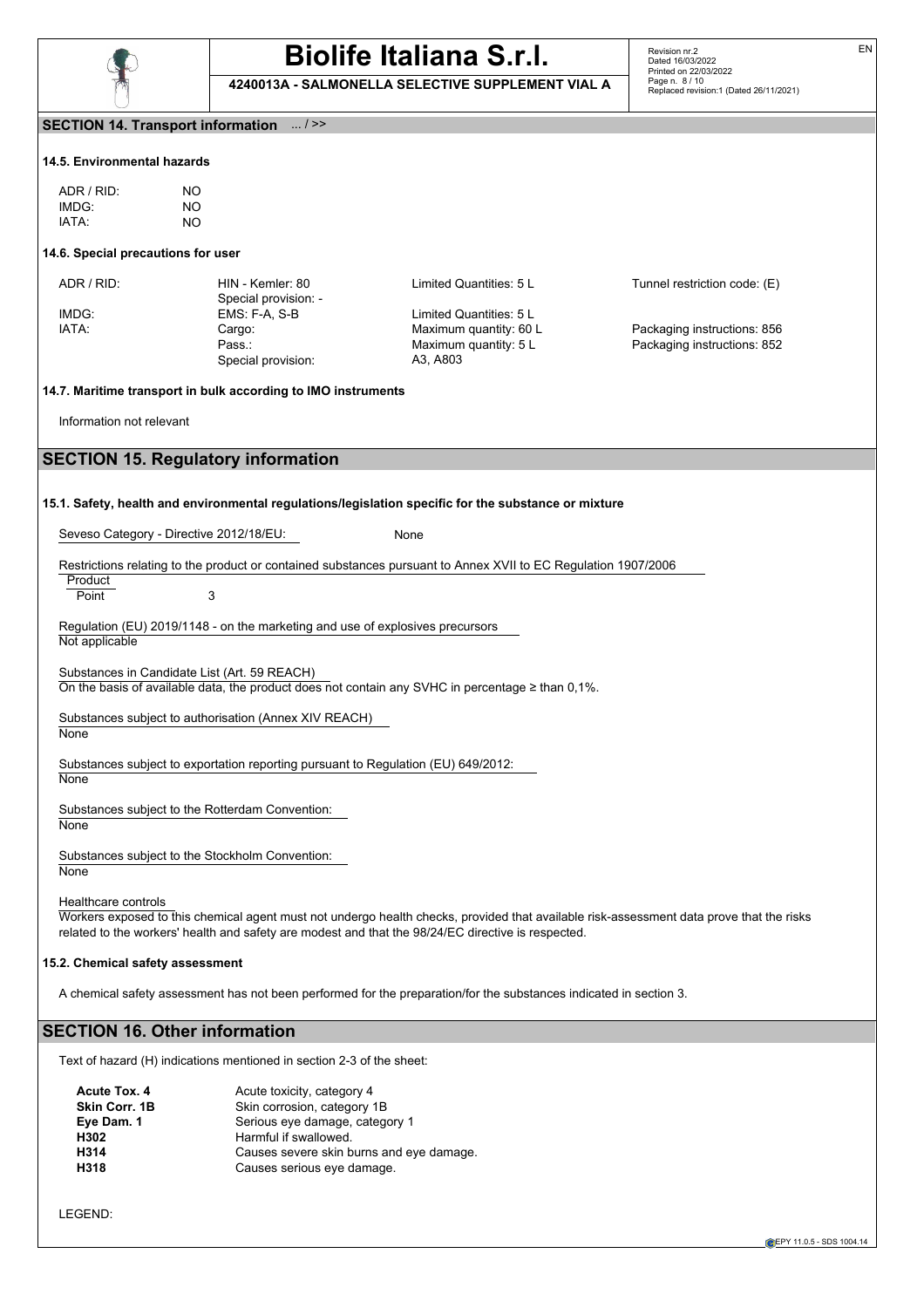## SECTION 14. Transport information ... / >>

### 14.5. Environmental hazards

| | |
|---|---|
| ADR / RID: | NO |
| IMDG: | NO |
| IATA: | NO |

### 14.6. Special precautions for user

| | | | |
|---|---|---|---|
| ADR / RID: | HIN - Kemler: 80<br>Special provision: - | Limited Quantities: 5 L | Tunnel restriction code: (E) |
| IMDG: | EMS: F-A, S-B | Limited Quantities: 5 L | |
| IATA: | Cargo: | Maximum quantity: 60 L | Packaging instructions: 856 |
| | Pass.: | Maximum quantity: 5 L | Packaging instructions: 852 |
| | Special provision: | A3, A803 | |

### 14.7. Maritime transport in bulk according to IMO instruments

Information not relevant

## SECTION 15. Regulatory information

### 15.1. Safety, health and environmental regulations/legislation specific for the substance or mixture

Seveso Category - Directive 2012/18/EU: None

Restrictions relating to the product or contained substances pursuant to Annex XVII to EC Regulation 1907/2006

Product
Point 3

Regulation (EU) 2019/1148 - on the marketing and use of explosives precursors
Not applicable

Substances in Candidate List (Art. 59 REACH)
On the basis of available data, the product does not contain any SVHC in percentage ≥ than 0,1%.

Substances subject to authorisation (Annex XIV REACH)
None

Substances subject to exportation reporting pursuant to Regulation (EU) 649/2012:
None

Substances subject to the Rotterdam Convention:
None

Substances subject to the Stockholm Convention:
None

Healthcare controls
Workers exposed to this chemical agent must not undergo health checks, provided that available risk-assessment data prove that the risks related to the workers' health and safety are modest and that the 98/24/EC directive is respected.

### 15.2. Chemical safety assessment

A chemical safety assessment has not been performed for the preparation/for the substances indicated in section 3.

## SECTION 16. Other information

Text of hazard (H) indications mentioned in section 2-3 of the sheet:

| | |
|---|---|
| **Acute Tox. 4** | Acute toxicity, category 4 |
| **Skin Corr. 1B** | Skin corrosion, category 1B |
| **Eye Dam. 1** | Serious eye damage, category 1 |
| **H302** | Harmful if swallowed. |
| **H314** | Causes severe skin burns and eye damage. |
| **H318** | Causes serious eye damage. |

LEGEND: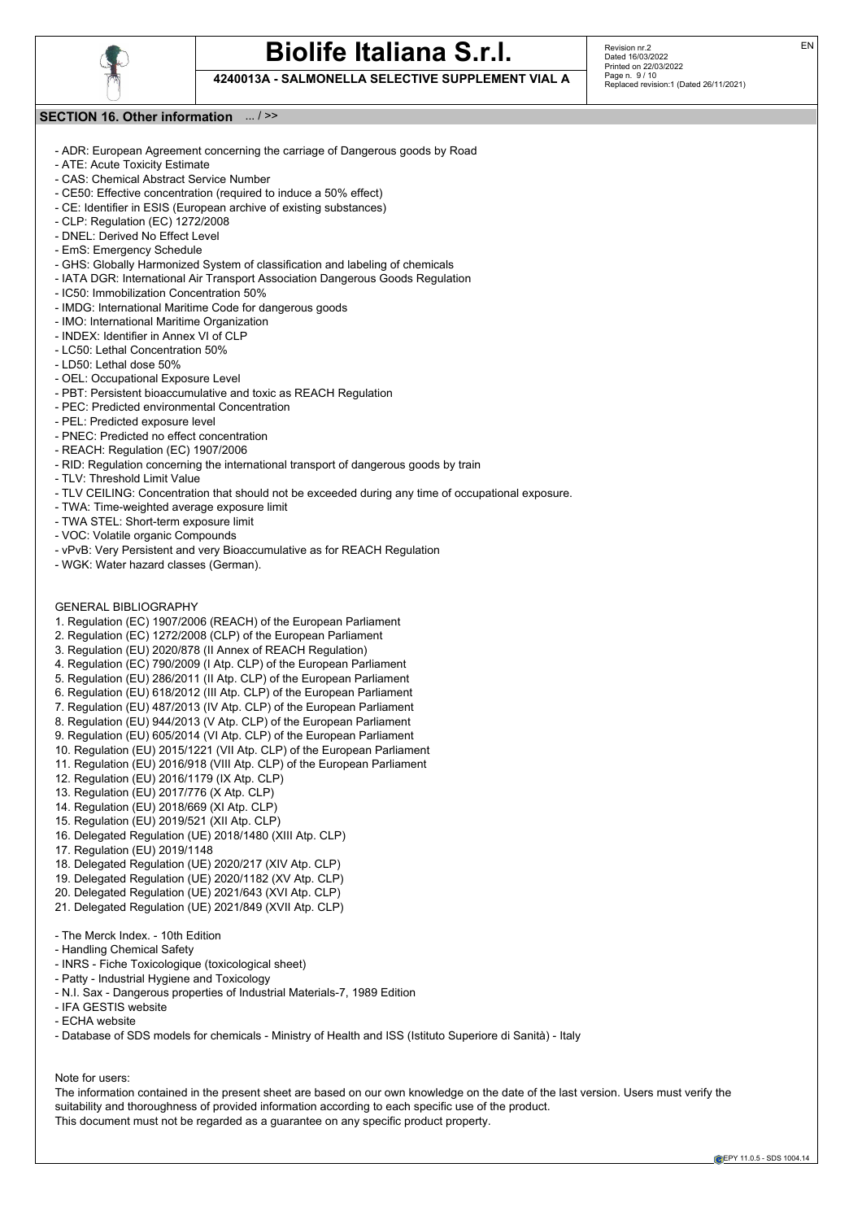## SECTION 16. Other information ... / >>

- ADR: European Agreement concerning the carriage of Dangerous goods by Road
- ATE: Acute Toxicity Estimate
- CAS: Chemical Abstract Service Number
- CE50: Effective concentration (required to induce a 50% effect)
- CE: Identifier in ESIS (European archive of existing substances)
- CLP: Regulation (EC) 1272/2008
- DNEL: Derived No Effect Level
- EmS: Emergency Schedule
- GHS: Globally Harmonized System of classification and labeling of chemicals
- IATA DGR: International Air Transport Association Dangerous Goods Regulation
- IC50: Immobilization Concentration 50%
- IMDG: International Maritime Code for dangerous goods
- IMO: International Maritime Organization
- INDEX: Identifier in Annex VI of CLP
- LC50: Lethal Concentration 50%
- LD50: Lethal dose 50%
- OEL: Occupational Exposure Level
- PBT: Persistent bioaccumulative and toxic as REACH Regulation
- PEC: Predicted environmental Concentration
- PEL: Predicted exposure level
- PNEC: Predicted no effect concentration
- REACH: Regulation (EC) 1907/2006
- RID: Regulation concerning the international transport of dangerous goods by train
- TLV: Threshold Limit Value
- TLV CEILING: Concentration that should not be exceeded during any time of occupational exposure.
- TWA: Time-weighted average exposure limit
- TWA STEL: Short-term exposure limit
- VOC: Volatile organic Compounds
- vPvB: Very Persistent and very Bioaccumulative as for REACH Regulation
- WGK: Water hazard classes (German).

GENERAL BIBLIOGRAPHY

1. Regulation (EC) 1907/2006 (REACH) of the European Parliament
2. Regulation (EC) 1272/2008 (CLP) of the European Parliament
3. Regulation (EU) 2020/878 (II Annex of REACH Regulation)
4. Regulation (EC) 790/2009 (I Atp. CLP) of the European Parliament
5. Regulation (EU) 286/2011 (II Atp. CLP) of the European Parliament
6. Regulation (EU) 618/2012 (III Atp. CLP) of the European Parliament
7. Regulation (EU) 487/2013 (IV Atp. CLP) of the European Parliament
8. Regulation (EU) 944/2013 (V Atp. CLP) of the European Parliament
9. Regulation (EU) 605/2014 (VI Atp. CLP) of the European Parliament
10. Regulation (EU) 2015/1221 (VII Atp. CLP) of the European Parliament
11. Regulation (EU) 2016/918 (VIII Atp. CLP) of the European Parliament
12. Regulation (EU) 2016/1179 (IX Atp. CLP)
13. Regulation (EU) 2017/776 (X Atp. CLP)
14. Regulation (EU) 2018/669 (XI Atp. CLP)
15. Regulation (EU) 2019/521 (XII Atp. CLP)
16. Delegated Regulation (UE) 2018/1480 (XIII Atp. CLP)
17. Regulation (EU) 2019/1148
18. Delegated Regulation (UE) 2020/217 (XIV Atp. CLP)
19. Delegated Regulation (UE) 2020/1182 (XV Atp. CLP)
20. Delegated Regulation (UE) 2021/643 (XVI Atp. CLP)
21. Delegated Regulation (UE) 2021/849 (XVII Atp. CLP)

- The Merck Index. - 10th Edition
- Handling Chemical Safety
- INRS - Fiche Toxicologique (toxicological sheet)
- Patty - Industrial Hygiene and Toxicology
- N.I. Sax - Dangerous properties of Industrial Materials-7, 1989 Edition
- IFA GESTIS website
- ECHA website
- Database of SDS models for chemicals - Ministry of Health and ISS (Istituto Superiore di Sanità) - Italy

Note for users:

The information contained in the present sheet are based on our own knowledge on the date of the last version. Users must verify the suitability and thoroughness of provided information according to each specific use of the product.
This document must not be regarded as a guarantee on any specific product property.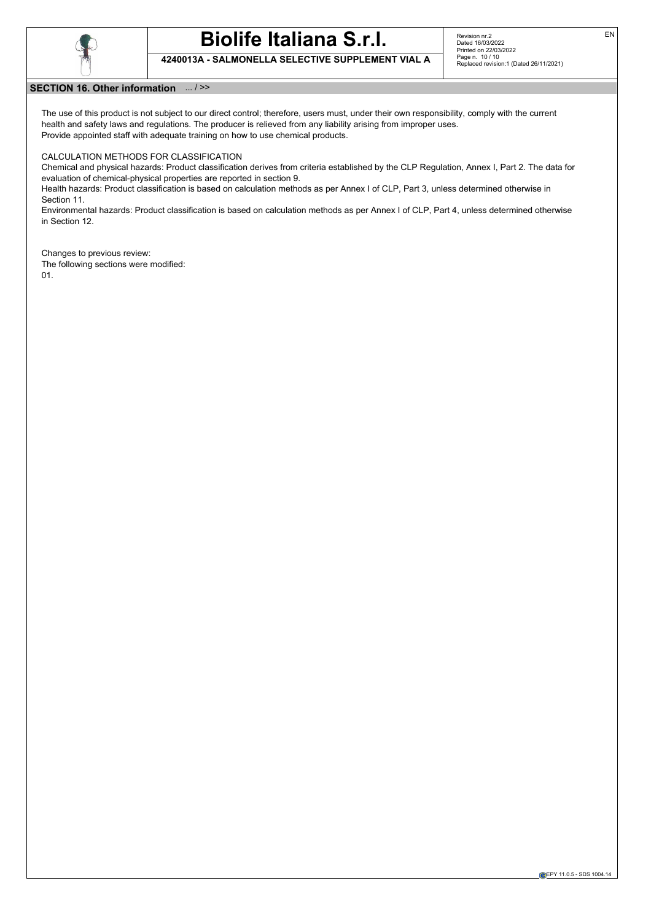## SECTION 16. Other information ... / >>

The use of this product is not subject to our direct control; therefore, users must, under their own responsibility, comply with the current health and safety laws and regulations. The producer is relieved from any liability arising from improper uses.
Provide appointed staff with adequate training on how to use chemical products.

CALCULATION METHODS FOR CLASSIFICATION
Chemical and physical hazards: Product classification derives from criteria established by the CLP Regulation, Annex I, Part 2. The data for evaluation of chemical-physical properties are reported in section 9.
Health hazards: Product classification is based on calculation methods as per Annex I of CLP, Part 3, unless determined otherwise in Section 11.
Environmental hazards: Product classification is based on calculation methods as per Annex I of CLP, Part 4, unless determined otherwise in Section 12.

Changes to previous review:
The following sections were modified:
01.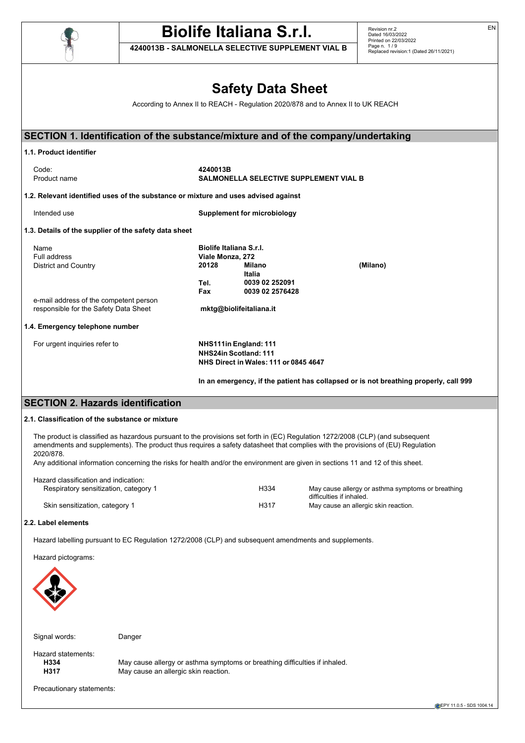# Safety Data Sheet

According to Annex II to REACH - Regulation 2020/878 and to Annex II to UK REACH

## SECTION 1. Identification of the substance/mixture and of the company/undertaking

### 1.1. Product identifier

| | |
|---|---|
| Code: | **4240013B** |
| Product name | **SALMONELLA SELECTIVE SUPPLEMENT VIAL B** |

### 1.2. Relevant identified uses of the substance or mixture and uses advised against

| | |
|---|---|
| Intended use | **Supplement for microbiology** |

### 1.3. Details of the supplier of the safety data sheet

| | | | |
|---|---|---|---|
| Name | **Biolife Italiana S.r.l.** | | |
| Full address | **Viale Monza, 272** | | |
| District and Country | **20128** | **Milano** | **(Milano)** |
| | | **Italia** | |
| | **Tel.** | **0039 02 252091** | |
| | **Fax** | **0039 02 2576428** | |
| e-mail address of the competent person responsible for the Safety Data Sheet | **mktg@biolifeitaliana.it** | | |

### 1.4. Emergency telephone number

For urgent inquiries refer to

**NHS111in England: 111**
**NHS24in Scotland: 111**
**NHS Direct in Wales: 111 or 0845 4647**

**In an emergency, if the patient has collapsed or is not breathing properly, call 999**

## SECTION 2. Hazards identification

### 2.1. Classification of the substance or mixture

The product is classified as hazardous pursuant to the provisions set forth in (EC) Regulation 1272/2008 (CLP) (and subsequent amendments and supplements). The product thus requires a safety datasheet that complies with the provisions of (EU) Regulation 2020/878.

Any additional information concerning the risks for health and/or the environment are given in sections 11 and 12 of this sheet.

Hazard classification and indication:

| | | |
|---|---|---|
| Respiratory sensitization, category 1 | H334 | May cause allergy or asthma symptoms or breathing difficulties if inhaled. |
| Skin sensitization, category 1 | H317 | May cause an allergic skin reaction. |

### 2.2. Label elements

Hazard labelling pursuant to EC Regulation 1272/2008 (CLP) and subsequent amendments and supplements.

Hazard pictograms:

Signal words: Danger

Hazard statements:

**H334** May cause allergy or asthma symptoms or breathing difficulties if inhaled.
**H317** May cause an allergic skin reaction.

Precautionary statements: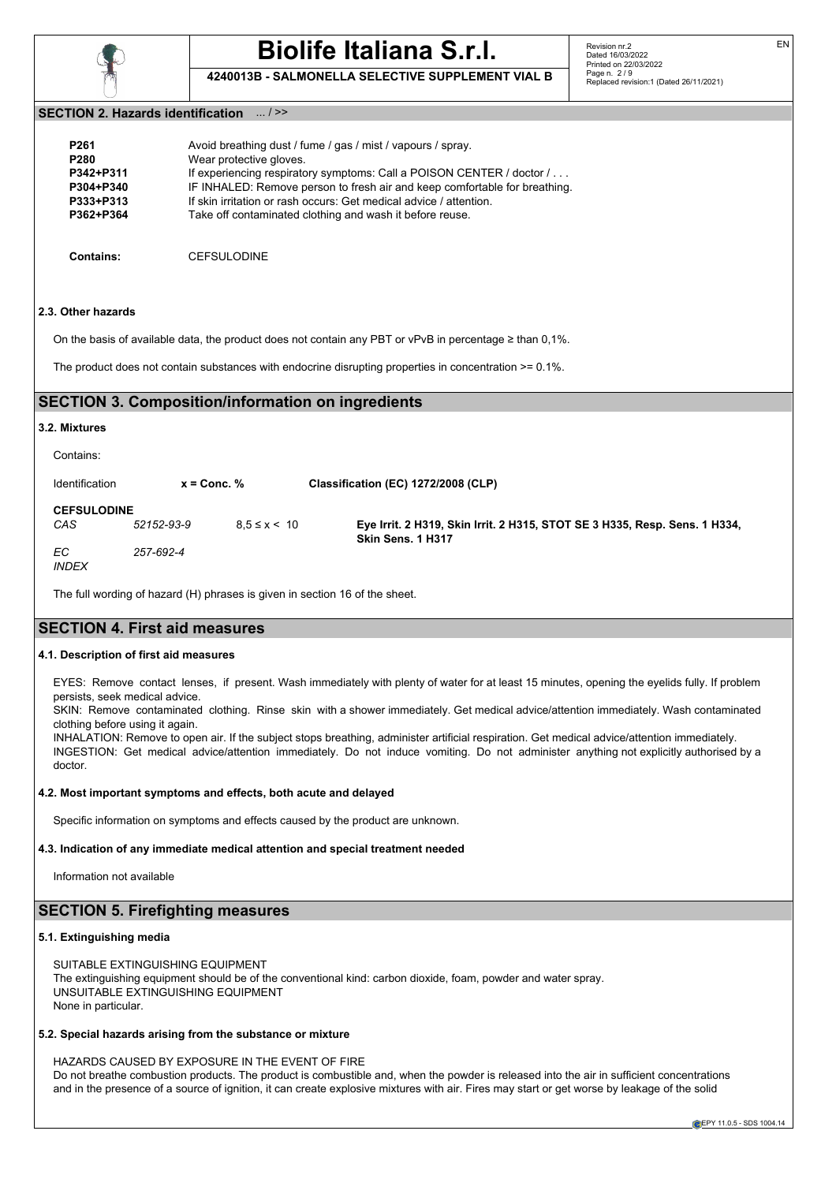## SECTION 2. Hazards identification ... / >>

| | |
|---|---|
| **P261** | Avoid breathing dust / fume / gas / mist / vapours / spray. |
| **P280** | Wear protective gloves. |
| **P342+P311** | If experiencing respiratory symptoms: Call a POISON CENTER / doctor / . . . |
| **P304+P340** | IF INHALED: Remove person to fresh air and keep comfortable for breathing. |
| **P333+P313** | If skin irritation or rash occurs: Get medical advice / attention. |
| **P362+P364** | Take off contaminated clothing and wash it before reuse. |

**Contains:** CEFSULODINE

### 2.3. Other hazards

On the basis of available data, the product does not contain any PBT or vPvB in percentage ≥ than 0,1%.

The product does not contain substances with endocrine disrupting properties in concentration >= 0.1%.

## SECTION 3. Composition/information on ingredients

### 3.2. Mixtures

Contains:

| Identification | | x = Conc. % | Classification (EC) 1272/2008 (CLP) |
|---|---|---|---|
| **CEFSULODINE** | | | |
| *CAS* | *52152-93-9* | 8,5 ≤ x < 10 | **Eye Irrit. 2 H319, Skin Irrit. 2 H315, STOT SE 3 H335, Resp. Sens. 1 H334, Skin Sens. 1 H317** |
| *EC* | *257-692-4* | | |
| *INDEX* | | | |

The full wording of hazard (H) phrases is given in section 16 of the sheet.

## SECTION 4. First aid measures

### 4.1. Description of first aid measures

EYES: Remove contact lenses, if present. Wash immediately with plenty of water for at least 15 minutes, opening the eyelids fully. If problem persists, seek medical advice.
SKIN: Remove contaminated clothing. Rinse skin with a shower immediately. Get medical advice/attention immediately. Wash contaminated clothing before using it again.
INHALATION: Remove to open air. If the subject stops breathing, administer artificial respiration. Get medical advice/attention immediately.
INGESTION: Get medical advice/attention immediately. Do not induce vomiting. Do not administer anything not explicitly authorised by a doctor.

### 4.2. Most important symptoms and effects, both acute and delayed

Specific information on symptoms and effects caused by the product are unknown.

### 4.3. Indication of any immediate medical attention and special treatment needed

Information not available

## SECTION 5. Firefighting measures

### 5.1. Extinguishing media

SUITABLE EXTINGUISHING EQUIPMENT
The extinguishing equipment should be of the conventional kind: carbon dioxide, foam, powder and water spray.
UNSUITABLE EXTINGUISHING EQUIPMENT
None in particular.

### 5.2. Special hazards arising from the substance or mixture

HAZARDS CAUSED BY EXPOSURE IN THE EVENT OF FIRE
Do not breathe combustion products. The product is combustible and, when the powder is released into the air in sufficient concentrations and in the presence of a source of ignition, it can create explosive mixtures with air. Fires may start or get worse by leakage of the solid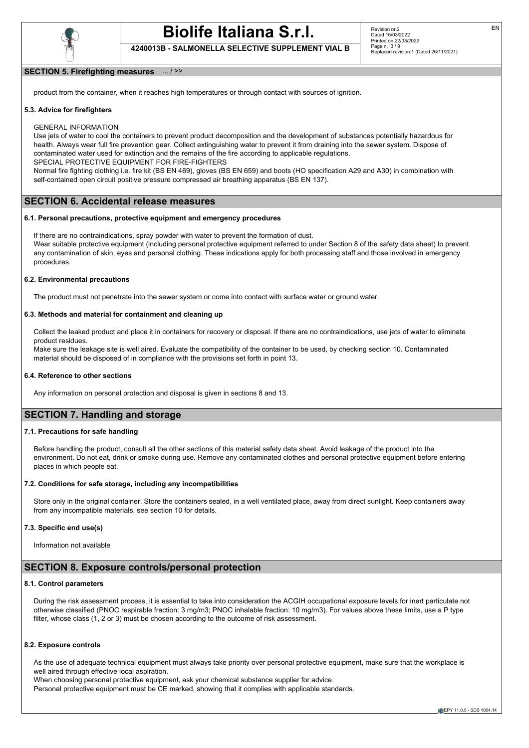## SECTION 5. Firefighting measures ... / >>

product from the container, when it reaches high temperatures or through contact with sources of ignition.

### 5.3. Advice for firefighters

GENERAL INFORMATION
Use jets of water to cool the containers to prevent product decomposition and the development of substances potentially hazardous for health. Always wear full fire prevention gear. Collect extinguishing water to prevent it from draining into the sewer system. Dispose of contaminated water used for extinction and the remains of the fire according to applicable regulations.
SPECIAL PROTECTIVE EQUIPMENT FOR FIRE-FIGHTERS
Normal fire fighting clothing i.e. fire kit (BS EN 469), gloves (BS EN 659) and boots (HO specification A29 and A30) in combination with self-contained open circuit positive pressure compressed air breathing apparatus (BS EN 137).

## SECTION 6. Accidental release measures

### 6.1. Personal precautions, protective equipment and emergency procedures

If there are no contraindications, spray powder with water to prevent the formation of dust.
Wear suitable protective equipment (including personal protective equipment referred to under Section 8 of the safety data sheet) to prevent any contamination of skin, eyes and personal clothing. These indications apply for both processing staff and those involved in emergency procedures.

### 6.2. Environmental precautions

The product must not penetrate into the sewer system or come into contact with surface water or ground water.

### 6.3. Methods and material for containment and cleaning up

Collect the leaked product and place it in containers for recovery or disposal. If there are no contraindications, use jets of water to eliminate product residues.
Make sure the leakage site is well aired. Evaluate the compatibility of the container to be used, by checking section 10. Contaminated material should be disposed of in compliance with the provisions set forth in point 13.

### 6.4. Reference to other sections

Any information on personal protection and disposal is given in sections 8 and 13.

## SECTION 7. Handling and storage

### 7.1. Precautions for safe handling

Before handling the product, consult all the other sections of this material safety data sheet. Avoid leakage of the product into the environment. Do not eat, drink or smoke during use. Remove any contaminated clothes and personal protective equipment before entering places in which people eat.

### 7.2. Conditions for safe storage, including any incompatibilities

Store only in the original container. Store the containers sealed, in a well ventilated place, away from direct sunlight. Keep containers away from any incompatible materials, see section 10 for details.

### 7.3. Specific end use(s)

Information not available

## SECTION 8. Exposure controls/personal protection

### 8.1. Control parameters

During the risk assessment process, it is essential to take into consideration the ACGIH occupational exposure levels for inert particulate not otherwise classified (PNOC respirable fraction: 3 mg/m3; PNOC inhalable fraction: 10 mg/m3). For values above these limits, use a P type filter, whose class (1, 2 or 3) must be chosen according to the outcome of risk assessment.

### 8.2. Exposure controls

As the use of adequate technical equipment must always take priority over personal protective equipment, make sure that the workplace is well aired through effective local aspiration.
When choosing personal protective equipment, ask your chemical substance supplier for advice.
Personal protective equipment must be CE marked, showing that it complies with applicable standards.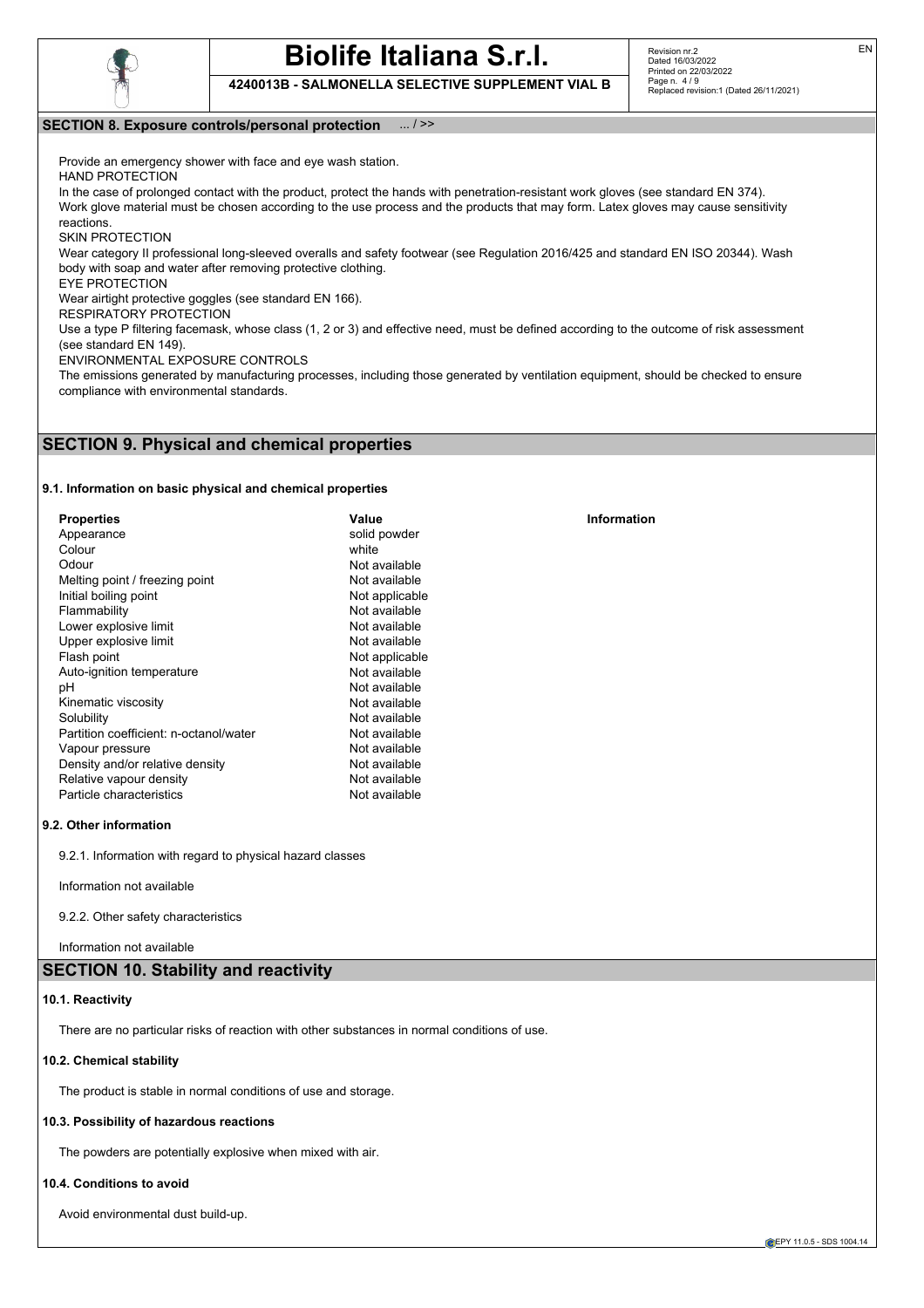## SECTION 8. Exposure controls/personal protection ... / >>

Provide an emergency shower with face and eye wash station.

HAND PROTECTION

In the case of prolonged contact with the product, protect the hands with penetration-resistant work gloves (see standard EN 374).
Work glove material must be chosen according to the use process and the products that may form. Latex gloves may cause sensitivity reactions.

SKIN PROTECTION

Wear category II professional long-sleeved overalls and safety footwear (see Regulation 2016/425 and standard EN ISO 20344). Wash body with soap and water after removing protective clothing.

EYE PROTECTION

Wear airtight protective goggles (see standard EN 166).

RESPIRATORY PROTECTION

Use a type P filtering facemask, whose class (1, 2 or 3) and effective need, must be defined according to the outcome of risk assessment (see standard EN 149).

ENVIRONMENTAL EXPOSURE CONTROLS

The emissions generated by manufacturing processes, including those generated by ventilation equipment, should be checked to ensure compliance with environmental standards.

## SECTION 9. Physical and chemical properties

### 9.1. Information on basic physical and chemical properties

| Properties | Value | Information |
|---|---|---|
| Appearance | solid powder | |
| Colour | white | |
| Odour | Not available | |
| Melting point / freezing point | Not available | |
| Initial boiling point | Not applicable | |
| Flammability | Not available | |
| Lower explosive limit | Not available | |
| Upper explosive limit | Not available | |
| Flash point | Not applicable | |
| Auto-ignition temperature | Not available | |
| pH | Not available | |
| Kinematic viscosity | Not available | |
| Solubility | Not available | |
| Partition coefficient: n-octanol/water | Not available | |
| Vapour pressure | Not available | |
| Density and/or relative density | Not available | |
| Relative vapour density | Not available | |
| Particle characteristics | Not available | |

### 9.2. Other information

9.2.1. Information with regard to physical hazard classes

Information not available

9.2.2. Other safety characteristics

Information not available

## SECTION 10. Stability and reactivity

### 10.1. Reactivity

There are no particular risks of reaction with other substances in normal conditions of use.

### 10.2. Chemical stability

The product is stable in normal conditions of use and storage.

### 10.3. Possibility of hazardous reactions

The powders are potentially explosive when mixed with air.

### 10.4. Conditions to avoid

Avoid environmental dust build-up.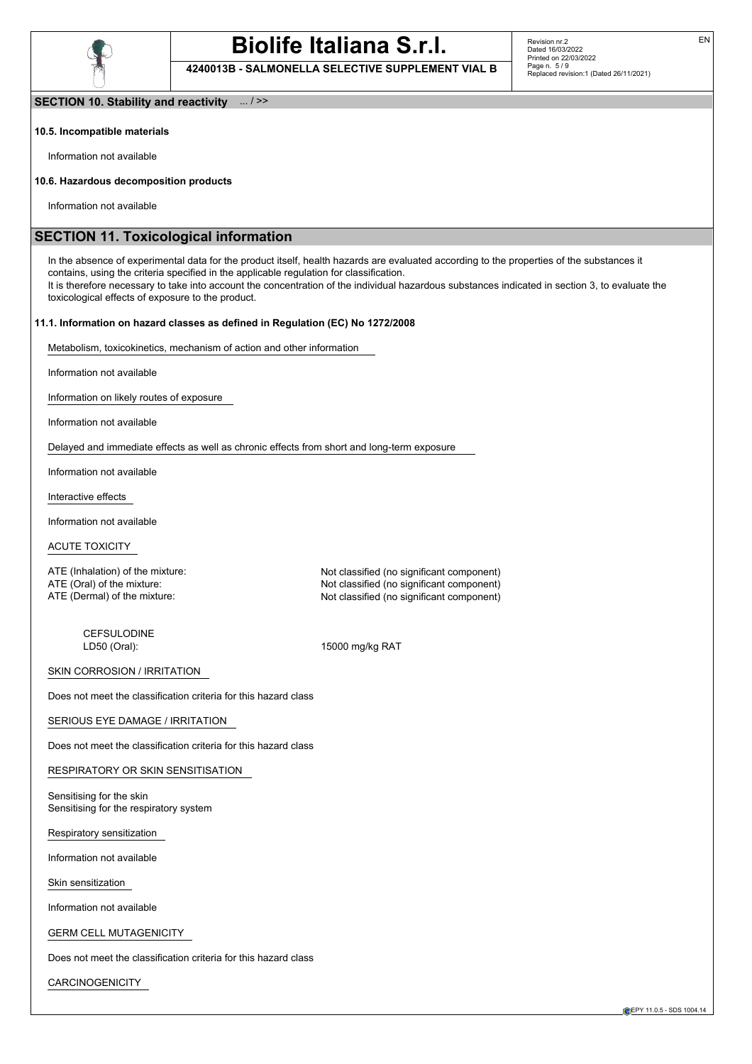## SECTION 10. Stability and reactivity ... / >>

**10.5. Incompatible materials**

Information not available

**10.6. Hazardous decomposition products**

Information not available

## SECTION 11. Toxicological information

In the absence of experimental data for the product itself, health hazards are evaluated according to the properties of the substances it contains, using the criteria specified in the applicable regulation for classification.
It is therefore necessary to take into account the concentration of the individual hazardous substances indicated in section 3, to evaluate the toxicological effects of exposure to the product.

**11.1. Information on hazard classes as defined in Regulation (EC) No 1272/2008**

Metabolism, toxicokinetics, mechanism of action and other information

Information not available

Information on likely routes of exposure

Information not available

Delayed and immediate effects as well as chronic effects from short and long-term exposure

Information not available

Interactive effects

Information not available

ACUTE TOXICITY

ATE (Inhalation) of the mixture: Not classified (no significant component)
ATE (Oral) of the mixture: Not classified (no significant component)
ATE (Dermal) of the mixture: Not classified (no significant component)

CEFSULODINE
LD50 (Oral): 15000 mg/kg RAT

SKIN CORROSION / IRRITATION

Does not meet the classification criteria for this hazard class

SERIOUS EYE DAMAGE / IRRITATION

Does not meet the classification criteria for this hazard class

RESPIRATORY OR SKIN SENSITISATION

Sensitising for the skin
Sensitising for the respiratory system

Respiratory sensitization

Information not available

Skin sensitization

Information not available

GERM CELL MUTAGENICITY

Does not meet the classification criteria for this hazard class

CARCINOGENICITY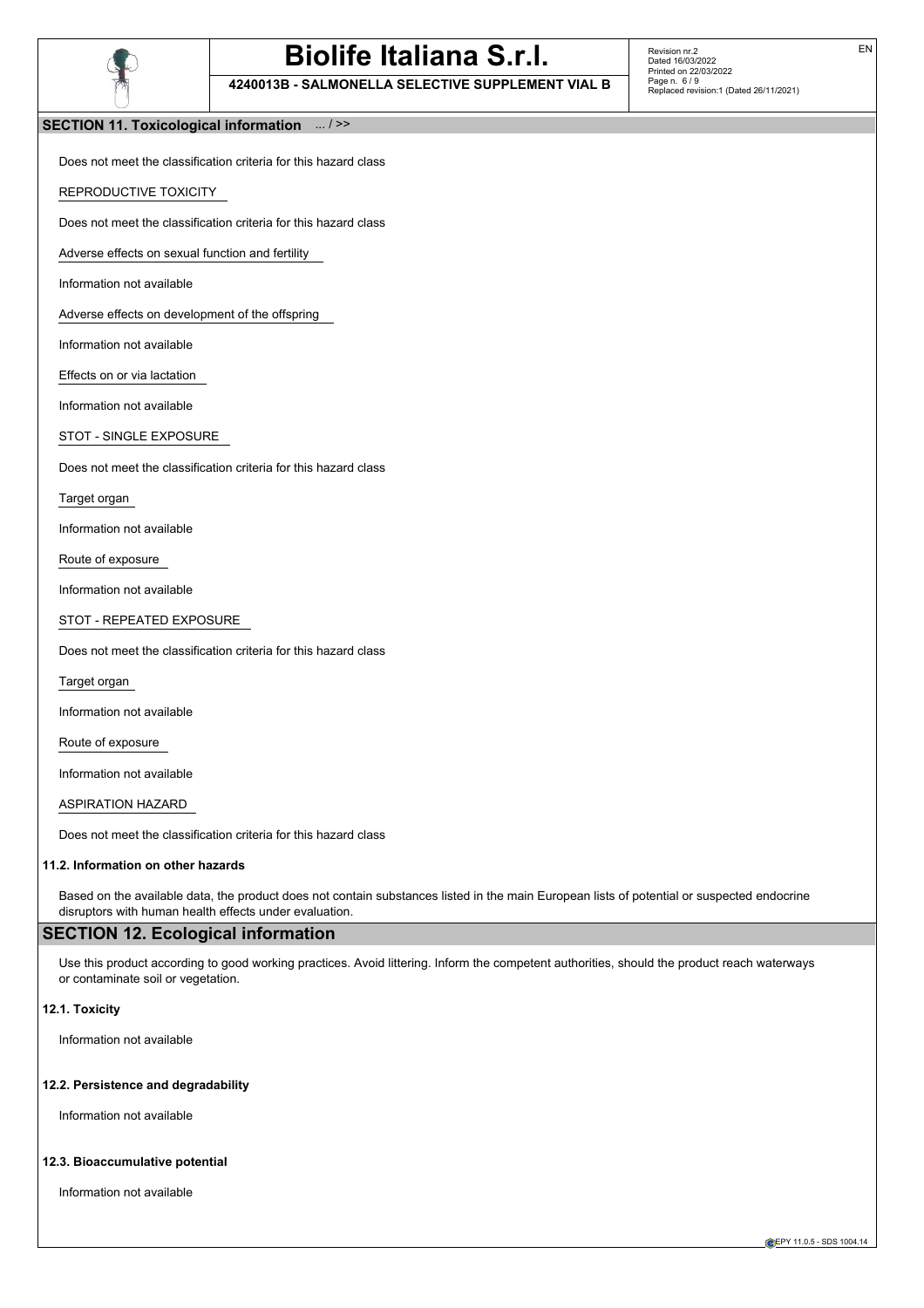## SECTION 11. Toxicological information ... / >>

Does not meet the classification criteria for this hazard class

REPRODUCTIVE TOXICITY

Does not meet the classification criteria for this hazard class

Adverse effects on sexual function and fertility

Information not available

Adverse effects on development of the offspring

Information not available

Effects on or via lactation

Information not available

STOT - SINGLE EXPOSURE

Does not meet the classification criteria for this hazard class

Target organ

Information not available

Route of exposure

Information not available

STOT - REPEATED EXPOSURE

Does not meet the classification criteria for this hazard class

Target organ

Information not available

Route of exposure

Information not available

ASPIRATION HAZARD

Does not meet the classification criteria for this hazard class

### 11.2. Information on other hazards

Based on the available data, the product does not contain substances listed in the main European lists of potential or suspected endocrine disruptors with human health effects under evaluation.

## SECTION 12. Ecological information

Use this product according to good working practices. Avoid littering. Inform the competent authorities, should the product reach waterways or contaminate soil or vegetation.

### 12.1. Toxicity

Information not available

### 12.2. Persistence and degradability

Information not available

### 12.3. Bioaccumulative potential

Information not available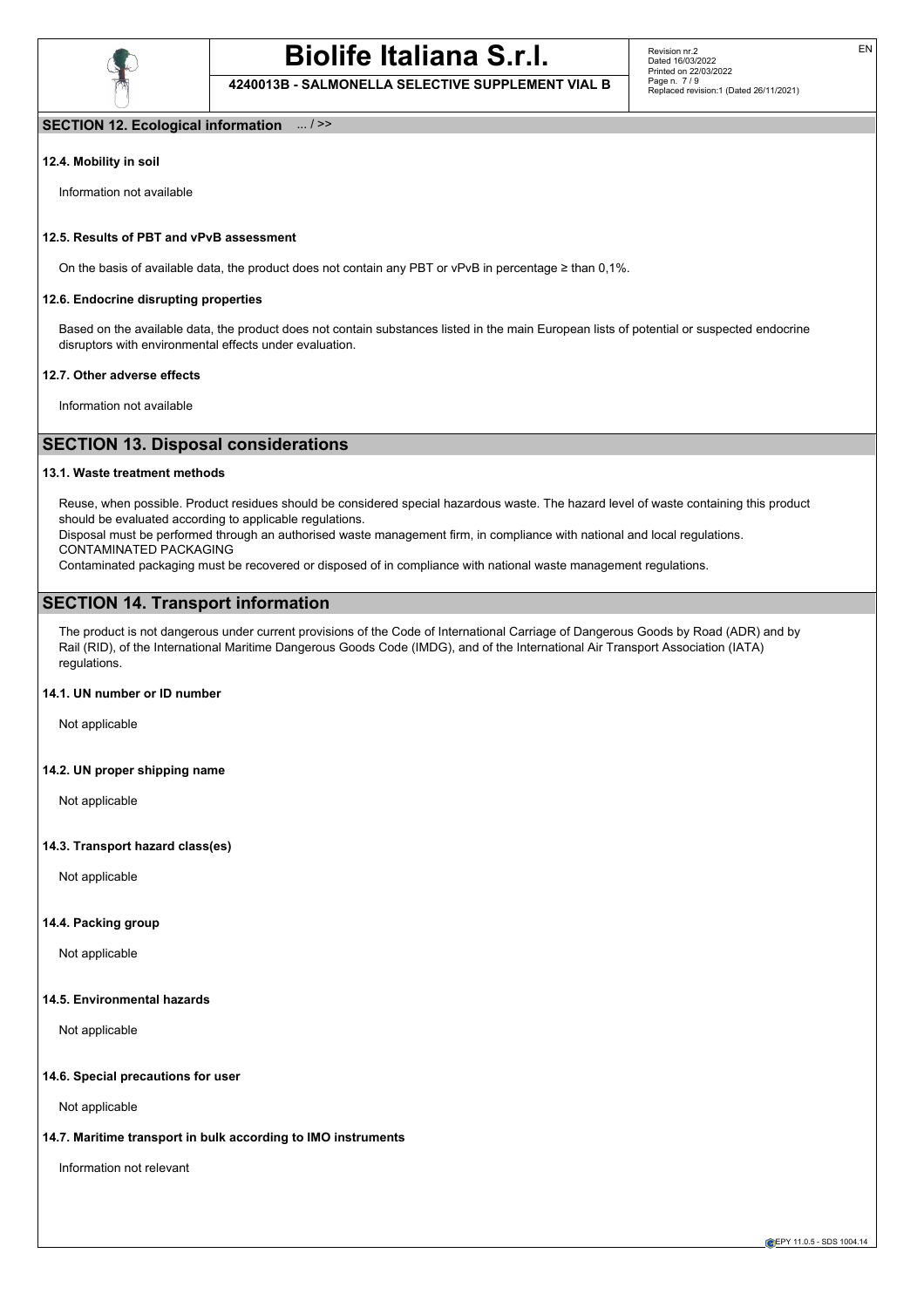## SECTION 12. Ecological information ... / >>

### 12.4. Mobility in soil

Information not available

### 12.5. Results of PBT and vPvB assessment

On the basis of available data, the product does not contain any PBT or vPvB in percentage ≥ than 0,1%.

### 12.6. Endocrine disrupting properties

Based on the available data, the product does not contain substances listed in the main European lists of potential or suspected endocrine disruptors with environmental effects under evaluation.

### 12.7. Other adverse effects

Information not available

## SECTION 13. Disposal considerations

### 13.1. Waste treatment methods

Reuse, when possible. Product residues should be considered special hazardous waste. The hazard level of waste containing this product should be evaluated according to applicable regulations.
Disposal must be performed through an authorised waste management firm, in compliance with national and local regulations.
CONTAMINATED PACKAGING
Contaminated packaging must be recovered or disposed of in compliance with national waste management regulations.

## SECTION 14. Transport information

The product is not dangerous under current provisions of the Code of International Carriage of Dangerous Goods by Road (ADR) and by Rail (RID), of the International Maritime Dangerous Goods Code (IMDG), and of the International Air Transport Association (IATA) regulations.

### 14.1. UN number or ID number

Not applicable

### 14.2. UN proper shipping name

Not applicable

### 14.3. Transport hazard class(es)

Not applicable

### 14.4. Packing group

Not applicable

### 14.5. Environmental hazards

Not applicable

### 14.6. Special precautions for user

Not applicable

### 14.7. Maritime transport in bulk according to IMO instruments

Information not relevant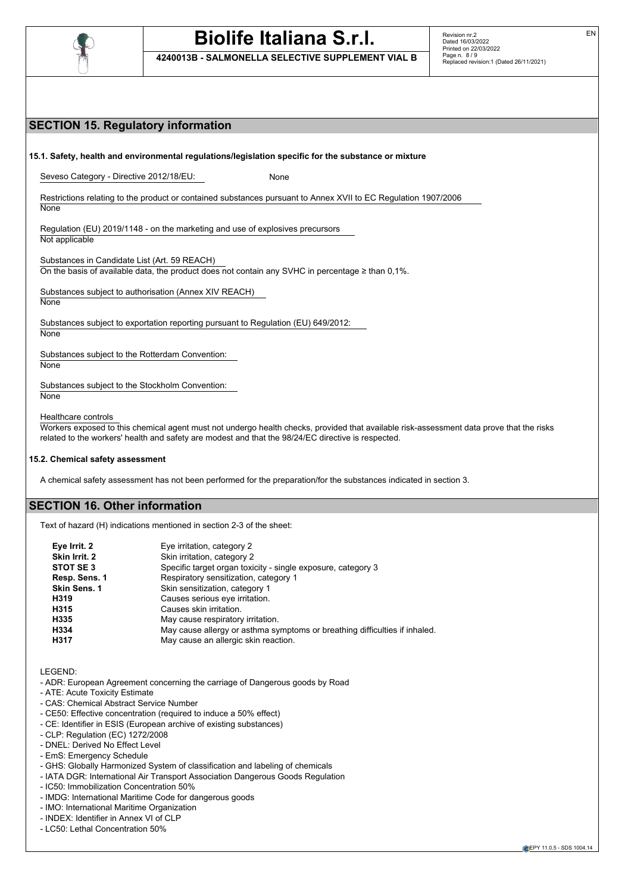## SECTION 15. Regulatory information

**15.1. Safety, health and environmental regulations/legislation specific for the substance or mixture**

Seveso Category - Directive 2012/18/EU: None

Restrictions relating to the product or contained substances pursuant to Annex XVII to EC Regulation 1907/2006
None

Regulation (EU) 2019/1148 - on the marketing and use of explosives precursors
Not applicable

Substances in Candidate List (Art. 59 REACH)
On the basis of available data, the product does not contain any SVHC in percentage ≥ than 0,1%.

Substances subject to authorisation (Annex XIV REACH)
None

Substances subject to exportation reporting pursuant to Regulation (EU) 649/2012:
None

Substances subject to the Rotterdam Convention:
None

Substances subject to the Stockholm Convention:
None

Healthcare controls
Workers exposed to this chemical agent must not undergo health checks, provided that available risk-assessment data prove that the risks related to the workers' health and safety are modest and that the 98/24/EC directive is respected.

**15.2. Chemical safety assessment**

A chemical safety assessment has not been performed for the preparation/for the substances indicated in section 3.

## SECTION 16. Other information

Text of hazard (H) indications mentioned in section 2-3 of the sheet:

| | |
|---|---|
| **Eye Irrit. 2** | Eye irritation, category 2 |
| **Skin Irrit. 2** | Skin irritation, category 2 |
| **STOT SE 3** | Specific target organ toxicity - single exposure, category 3 |
| **Resp. Sens. 1** | Respiratory sensitization, category 1 |
| **Skin Sens. 1** | Skin sensitization, category 1 |
| **H319** | Causes serious eye irritation. |
| **H315** | Causes skin irritation. |
| **H335** | May cause respiratory irritation. |
| **H334** | May cause allergy or asthma symptoms or breathing difficulties if inhaled. |
| **H317** | May cause an allergic skin reaction. |

LEGEND:
- ADR: European Agreement concerning the carriage of Dangerous goods by Road
- ATE: Acute Toxicity Estimate
- CAS: Chemical Abstract Service Number
- CE50: Effective concentration (required to induce a 50% effect)
- CE: Identifier in ESIS (European archive of existing substances)
- CLP: Regulation (EC) 1272/2008
- DNEL: Derived No Effect Level
- EmS: Emergency Schedule
- GHS: Globally Harmonized System of classification and labeling of chemicals
- IATA DGR: International Air Transport Association Dangerous Goods Regulation
- IC50: Immobilization Concentration 50%
- IMDG: International Maritime Code for dangerous goods
- IMO: International Maritime Organization
- INDEX: Identifier in Annex VI of CLP
- LC50: Lethal Concentration 50%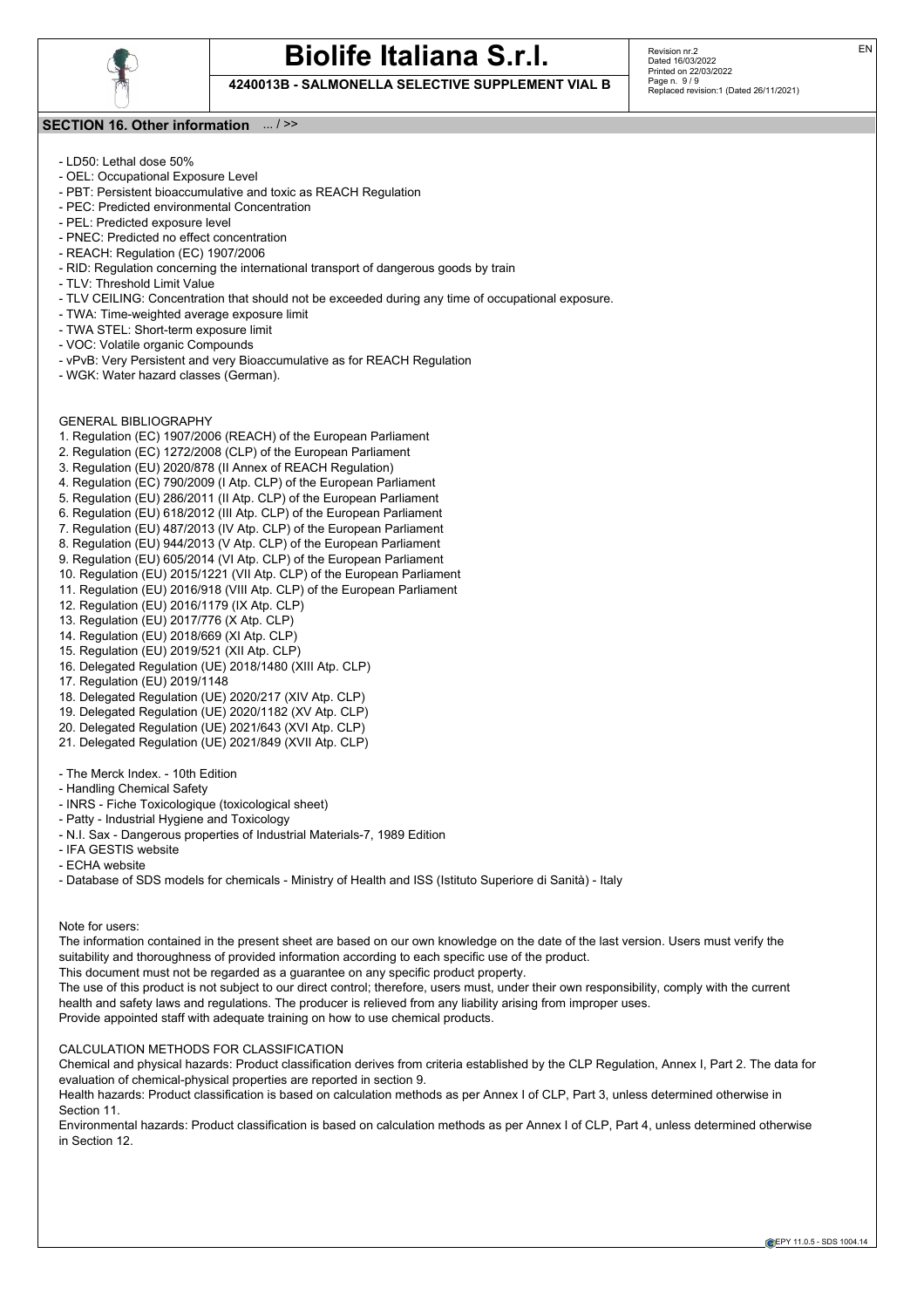## SECTION 16. Other information ... / >>

- LD50: Lethal dose 50%
- OEL: Occupational Exposure Level
- PBT: Persistent bioaccumulative and toxic as REACH Regulation
- PEC: Predicted environmental Concentration
- PEL: Predicted exposure level
- PNEC: Predicted no effect concentration
- REACH: Regulation (EC) 1907/2006
- RID: Regulation concerning the international transport of dangerous goods by train
- TLV: Threshold Limit Value
- TLV CEILING: Concentration that should not be exceeded during any time of occupational exposure.
- TWA: Time-weighted average exposure limit
- TWA STEL: Short-term exposure limit
- VOC: Volatile organic Compounds
- vPvB: Very Persistent and very Bioaccumulative as for REACH Regulation
- WGK: Water hazard classes (German).

GENERAL BIBLIOGRAPHY

1. Regulation (EC) 1907/2006 (REACH) of the European Parliament
2. Regulation (EC) 1272/2008 (CLP) of the European Parliament
3. Regulation (EU) 2020/878 (II Annex of REACH Regulation)
4. Regulation (EC) 790/2009 (I Atp. CLP) of the European Parliament
5. Regulation (EU) 286/2011 (II Atp. CLP) of the European Parliament
6. Regulation (EU) 618/2012 (III Atp. CLP) of the European Parliament
7. Regulation (EU) 487/2013 (IV Atp. CLP) of the European Parliament
8. Regulation (EU) 944/2013 (V Atp. CLP) of the European Parliament
9. Regulation (EU) 605/2014 (VI Atp. CLP) of the European Parliament
10. Regulation (EU) 2015/1221 (VII Atp. CLP) of the European Parliament
11. Regulation (EU) 2016/918 (VIII Atp. CLP) of the European Parliament
12. Regulation (EU) 2016/1179 (IX Atp. CLP)
13. Regulation (EU) 2017/776 (X Atp. CLP)
14. Regulation (EU) 2018/669 (XI Atp. CLP)
15. Regulation (EU) 2019/521 (XII Atp. CLP)
16. Delegated Regulation (UE) 2018/1480 (XIII Atp. CLP)
17. Regulation (EU) 2019/1148
18. Delegated Regulation (UE) 2020/217 (XIV Atp. CLP)
19. Delegated Regulation (UE) 2020/1182 (XV Atp. CLP)
20. Delegated Regulation (UE) 2021/643 (XVI Atp. CLP)
21. Delegated Regulation (UE) 2021/849 (XVII Atp. CLP)

- The Merck Index. - 10th Edition
- Handling Chemical Safety
- INRS - Fiche Toxicologique (toxicological sheet)
- Patty - Industrial Hygiene and Toxicology
- N.I. Sax - Dangerous properties of Industrial Materials-7, 1989 Edition
- IFA GESTIS website
- ECHA website
- Database of SDS models for chemicals - Ministry of Health and ISS (Istituto Superiore di Sanità) - Italy

Note for users:
The information contained in the present sheet are based on our own knowledge on the date of the last version. Users must verify the suitability and thoroughness of provided information according to each specific use of the product.
This document must not be regarded as a guarantee on any specific product property.
The use of this product is not subject to our direct control; therefore, users must, under their own responsibility, comply with the current health and safety laws and regulations. The producer is relieved from any liability arising from improper uses.
Provide appointed staff with adequate training on how to use chemical products.

CALCULATION METHODS FOR CLASSIFICATION
Chemical and physical hazards: Product classification derives from criteria established by the CLP Regulation, Annex I, Part 2. The data for evaluation of chemical-physical properties are reported in section 9.
Health hazards: Product classification is based on calculation methods as per Annex I of CLP, Part 3, unless determined otherwise in Section 11.
Environmental hazards: Product classification is based on calculation methods as per Annex I of CLP, Part 4, unless determined otherwise in Section 12.